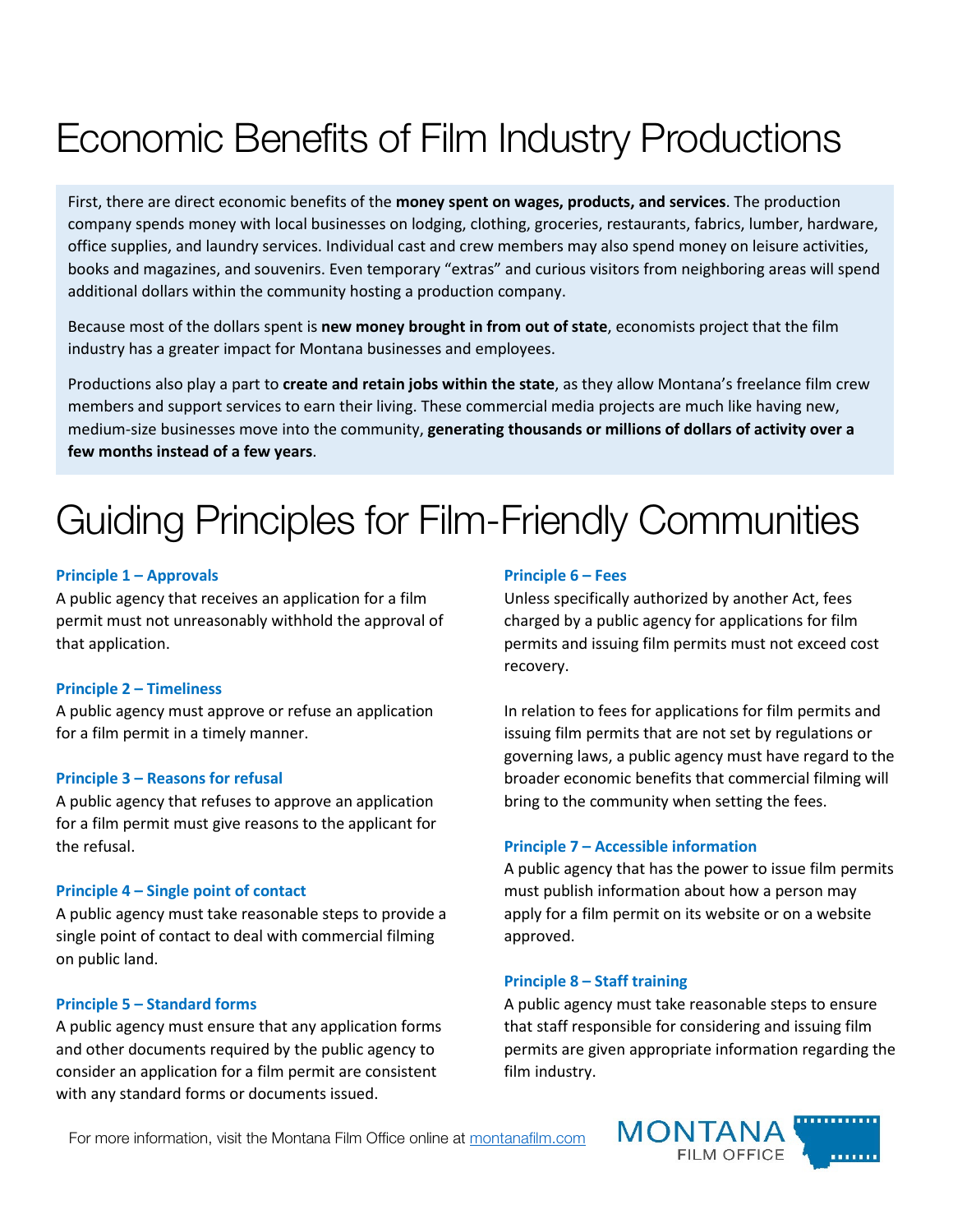# Economic Benefits of Film Industry Productions

First, there are direct economic benefits of the **money spent on wages, products, and services**. The production company spends money with local businesses on lodging, clothing, groceries, restaurants, fabrics, lumber, hardware, office supplies, and laundry services. Individual cast and crew members may also spend money on leisure activities, books and magazines, and souvenirs. Even temporary “extras” and curious visitors from neighboring areas will spend additional dollars within the community hosting a production company.

Because most of the dollars spent is **new money brought in from out of state**, economists project that the film industry has a greater impact for Montana businesses and employees.

Productions also play a part to **create and retain jobs within the state**, as they allow Montana’s freelance film crew members and support services to earn their living. These commercial media projects are much like having new, medium-size businesses move into the community, **generating thousands or millions of dollars of activity over a few months instead of a few years**.

# Guiding Principles for Film-Friendly Communities

**Principle 1 – Approvals**
A public agency that receives an application for a film permit must not unreasonably withhold the approval of that application.

**Principle 2 – Timeliness**
A public agency must approve or refuse an application for a film permit in a timely manner.

**Principle 3 – Reasons for refusal**
A public agency that refuses to approve an application for a film permit must give reasons to the applicant for the refusal.

**Principle 4 – Single point of contact**
A public agency must take reasonable steps to provide a single point of contact to deal with commercial filming on public land.

**Principle 5 – Standard forms**
A public agency must ensure that any application forms and other documents required by the public agency to consider an application for a film permit are consistent with any standard forms or documents issued.

**Principle 6 – Fees**
Unless specifically authorized by another Act, fees charged by a public agency for applications for film permits and issuing film permits must not exceed cost recovery.

In relation to fees for applications for film permits and issuing film permits that are not set by regulations or governing laws, a public agency must have regard to the broader economic benefits that commercial filming will bring to the community when setting the fees.

**Principle 7 – Accessible information**
A public agency that has the power to issue film permits must publish information about how a person may apply for a film permit on its website or on a website approved.

**Principle 8 – Staff training**
A public agency must take reasonable steps to ensure that staff responsible for considering and issuing film permits are given appropriate information regarding the film industry.

For more information, visit the Montana Film Office online at [montanafilm.com](montanafilm.com)

MONTANA FILM OFFICE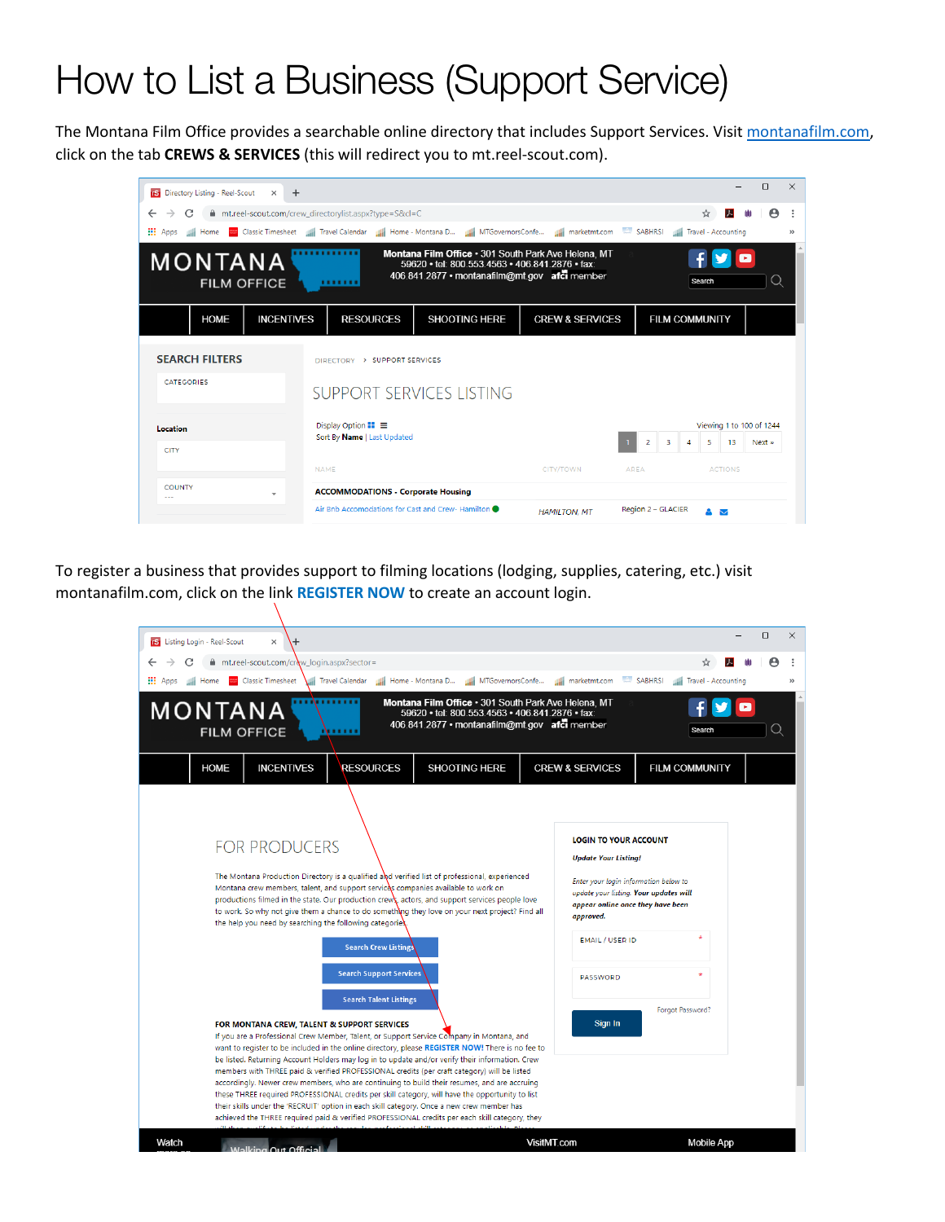# How to List a Business (Support Service)

The Montana Film Office provides a searchable online directory that includes Support Services. Visit [montanafilm.com](montanafilm.com), click on the tab **CREWS & SERVICES** (this will redirect you to mt.reel-scout.com).

To register a business that provides support to filming locations (lodging, supplies, catering, etc.) visit montanafilm.com, click on the link **REGISTER NOW** to create an account login.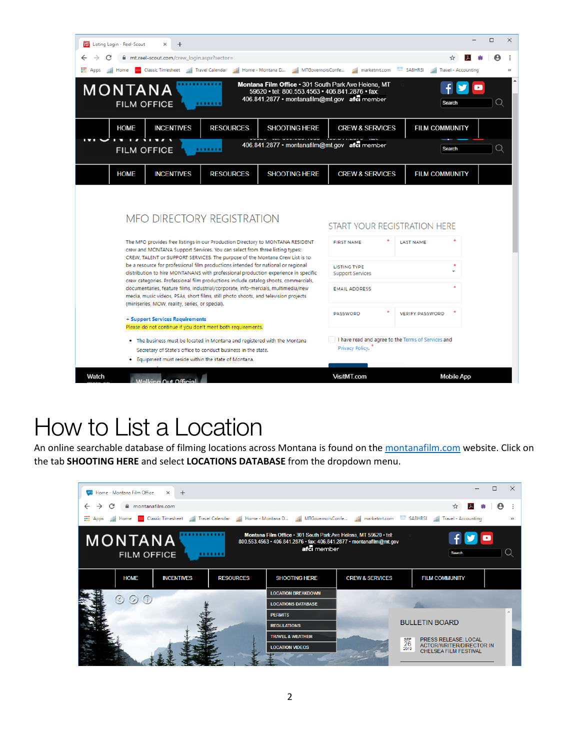# How to List a Location

An online searchable database of filming locations across Montana is found on the montanafilm.com website. Click on the tab **SHOOTING HERE** and select **LOCATIONS DATABASE** from the dropdown menu.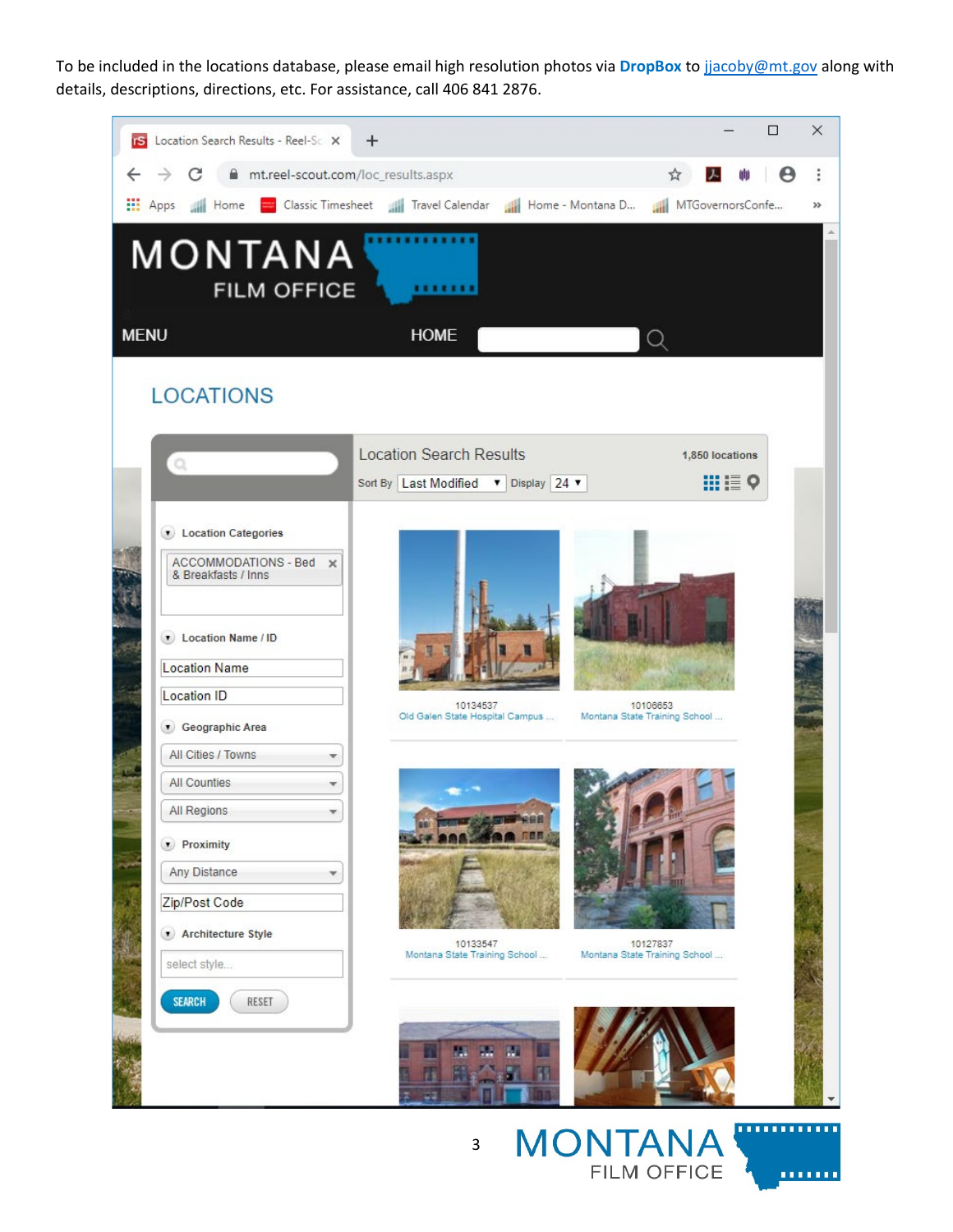To be included in the locations database, please email high resolution photos via **DropBox** to jjacoby@mt.gov along with details, descriptions, directions, etc. For assistance, call 406 841 2876.